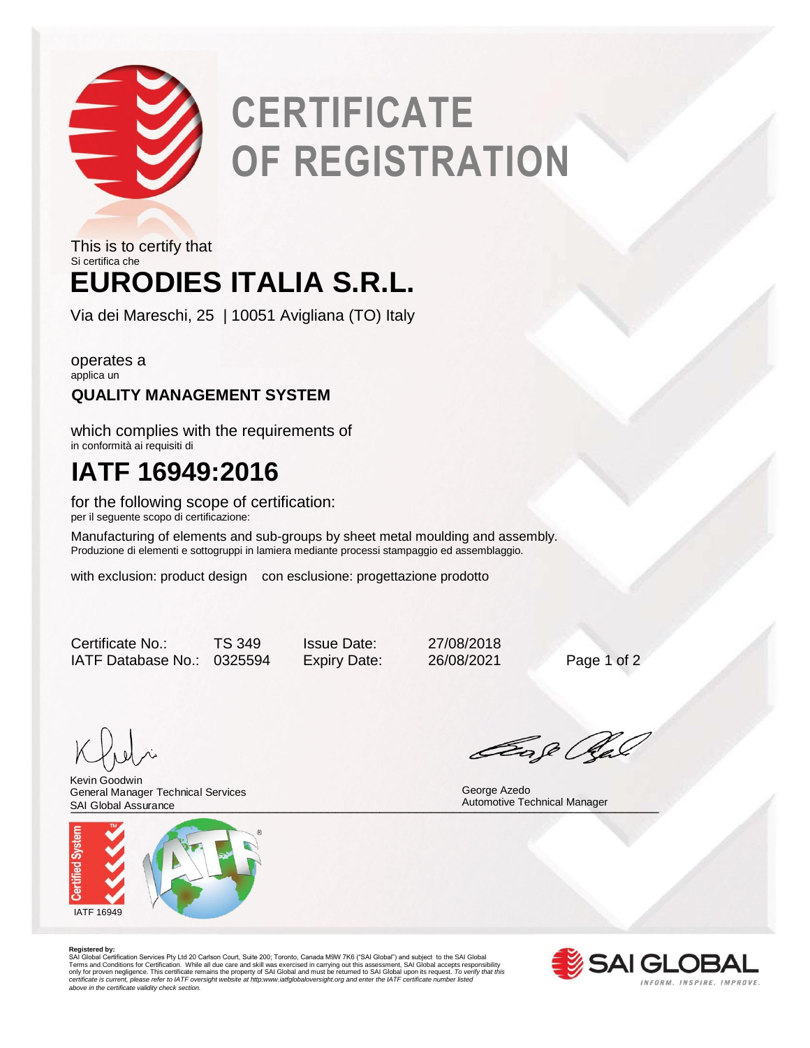# CERTIFICATE OF REGISTRATION

This is to certify that
Si certifica che

## EURODIES ITALIA S.R.L.

Via dei Mareschi, 25 | 10051 Avigliana (TO) Italy

operates a
applica un

**QUALITY MANAGEMENT SYSTEM**

which complies with the requirements of
in conformità ai requisiti di

## IATF 16949:2016

for the following scope of certification:
per il seguente scopo di certificazione:

Manufacturing of elements and sub-groups by sheet metal moulding and assembly.
Produzione di elementi e sottogruppi in lamiera mediante processi stampaggio ed assemblaggio.

with exclusion: product design con esclusione: progettazione prodotto

| | | | |
|---|---|---|---|
| Certificate No.: | TS 349 | Issue Date: | 27/08/2018 |
| IATF Database No.: | 0325594 | Expiry Date: | 26/08/2021 |

Kevin Goodwin
General Manager Technical Services
SAI Global Assurance

George Azedo
Automotive Technical Manager

IATF 16949

**Registered by:**
SAI Global Certification Services Pty Ltd 20 Carlson Court, Suite 200; Toronto, Canada M9W 7K6 ("SAI Global") and subject to the SAI Global Terms and Conditions for Certification. While all due care and skill was exercised in carrying out this assessment, SAI Global accepts responsibility only for proven negligence. This certificate remains the property of SAI Global and must be returned to SAI Global upon its request. *To verify that this certificate is current, please refer to IATF oversight website at http:www.iatfglobaloversight.org and enter the IATF certificate number listed above in the certificate validity check section.*

SAI GLOBAL
INFORM. INSPIRE. IMPROVE.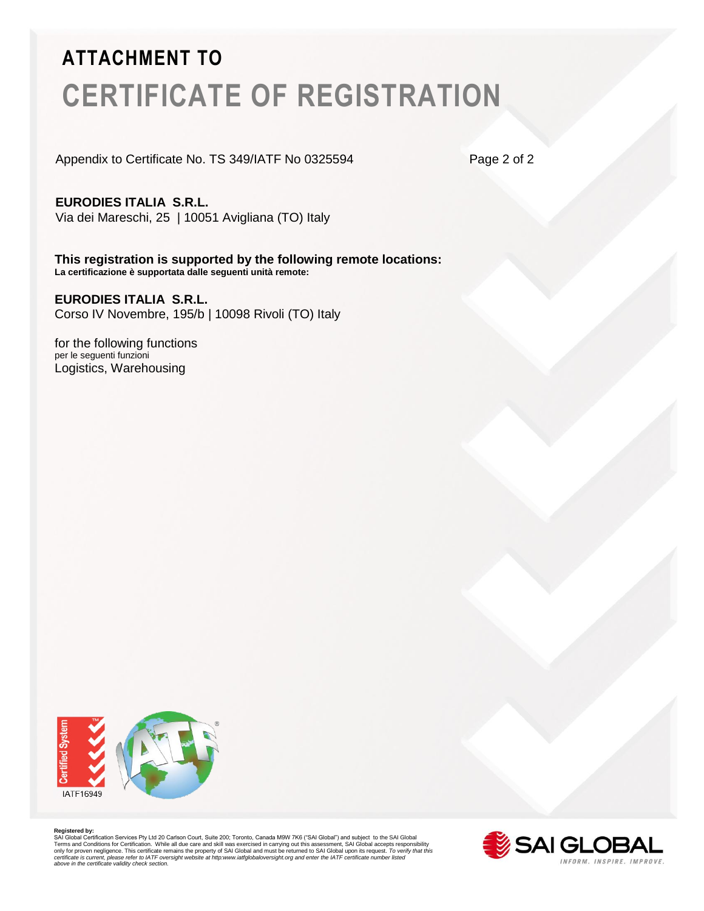# ATTACHMENT TO

# CERTIFICATE OF REGISTRATION

Appendix to Certificate No. TS 349/IATF No 0325594

**EURODIES ITALIA S.R.L.**
Via dei Mareschi, 25 | 10051 Avigliana (TO) Italy

**This registration is supported by the following remote locations:**
**La certificazione è supportata dalle seguenti unità remote:**

**EURODIES ITALIA S.R.L.**
Corso IV Novembre, 195/b | 10098 Rivoli (TO) Italy

for the following functions
per le seguenti funzioni
Logistics, Warehousing

Certified System
IATF16949

**Registered by:**
SAI Global Certification Services Pty Ltd 20 Carlson Court, Suite 200; Toronto, Canada M9W 7K6 ("SAI Global") and subject to the SAI Global Terms and Conditions for Certification. While all due care and skill was exercised in carrying out this assessment, SAI Global accepts responsibility only for proven negligence. This certificate remains the property of SAI Global and must be returned to SAI Global upon its request. *To verify that this certificate is current, please refer to IATF oversight website at http:www.iatfglobaloversight.org and enter the IATF certificate number listed above in the certificate validity check section.*

SAI GLOBAL
INFORM. INSPIRE. IMPROVE.